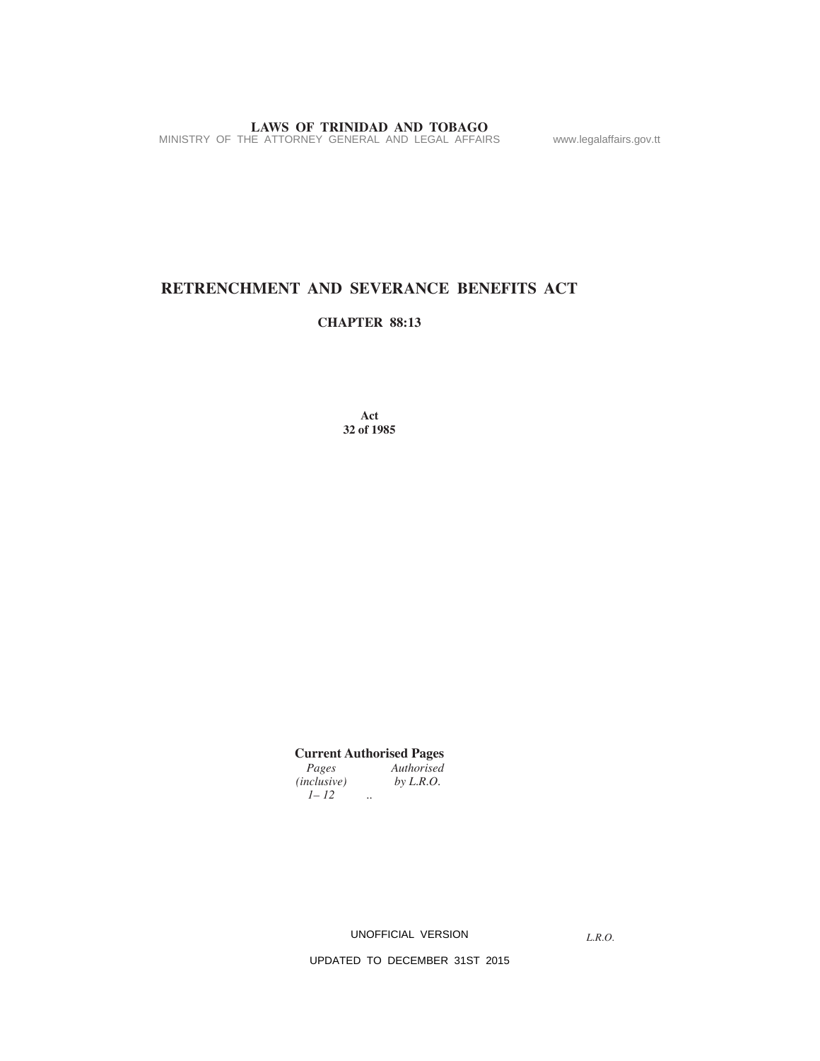# RETRENCHMENT AND SEVERANCE BENEFITS ACT

## CHAPTER 88:13

**Act**
**32 of 1985**

**Current Authorised Pages**

| *Pages (inclusive)* | *Authorised by L.R.O.* |
|---|---|
| *1– 12* | .. |

UNOFFICIAL VERSION

*L.R.O.*

UPDATED TO DECEMBER 31ST 2015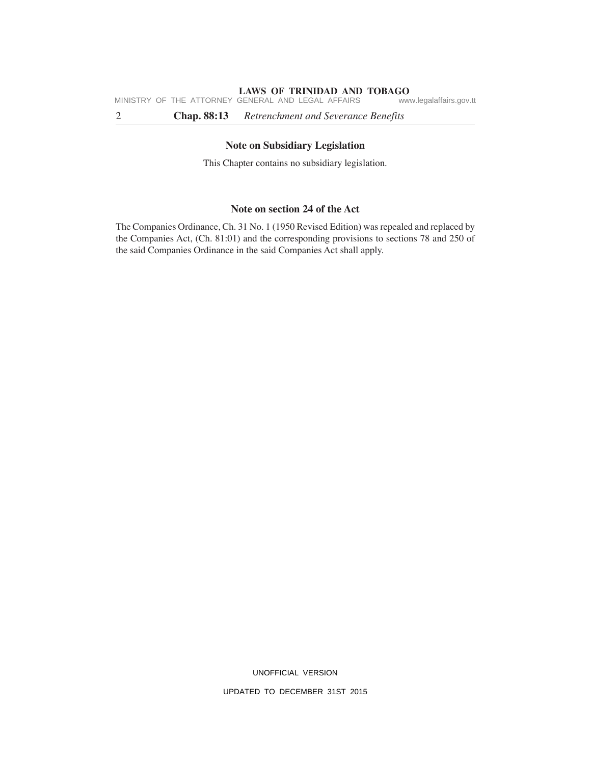## Note on Subsidiary Legislation

This Chapter contains no subsidiary legislation.

## Note on section 24 of the Act

The Companies Ordinance, Ch. 31 No. 1 (1950 Revised Edition) was repealed and replaced by the Companies Act, (Ch. 81:01) and the corresponding provisions to sections 78 and 250 of the said Companies Ordinance in the said Companies Act shall apply.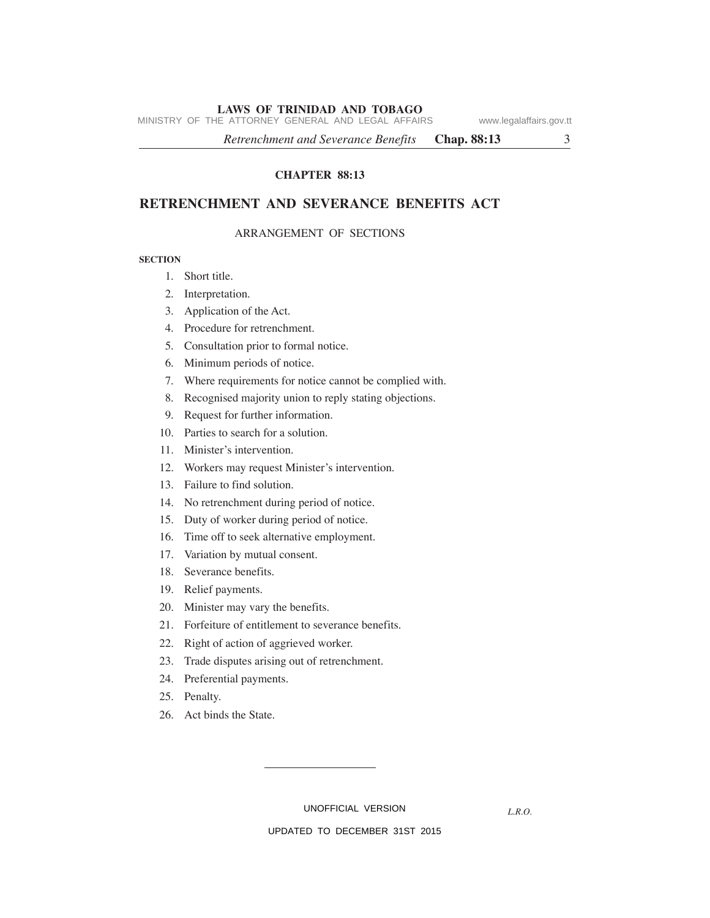## CHAPTER 88:13

# RETRENCHMENT AND SEVERANCE BENEFITS ACT

ARRANGEMENT OF SECTIONS

**SECTION**

1. Short title.
2. Interpretation.
3. Application of the Act.
4. Procedure for retrenchment.
5. Consultation prior to formal notice.
6. Minimum periods of notice.
7. Where requirements for notice cannot be complied with.
8. Recognised majority union to reply stating objections.
9. Request for further information.
10. Parties to search for a solution.
11. Minister's intervention.
12. Workers may request Minister's intervention.
13. Failure to find solution.
14. No retrenchment during period of notice.
15. Duty of worker during period of notice.
16. Time off to seek alternative employment.
17. Variation by mutual consent.
18. Severance benefits.
19. Relief payments.
20. Minister may vary the benefits.
21. Forfeiture of entitlement to severance benefits.
22. Right of action of aggrieved worker.
23. Trade disputes arising out of retrenchment.
24. Preferential payments.
25. Penalty.
26. Act binds the State.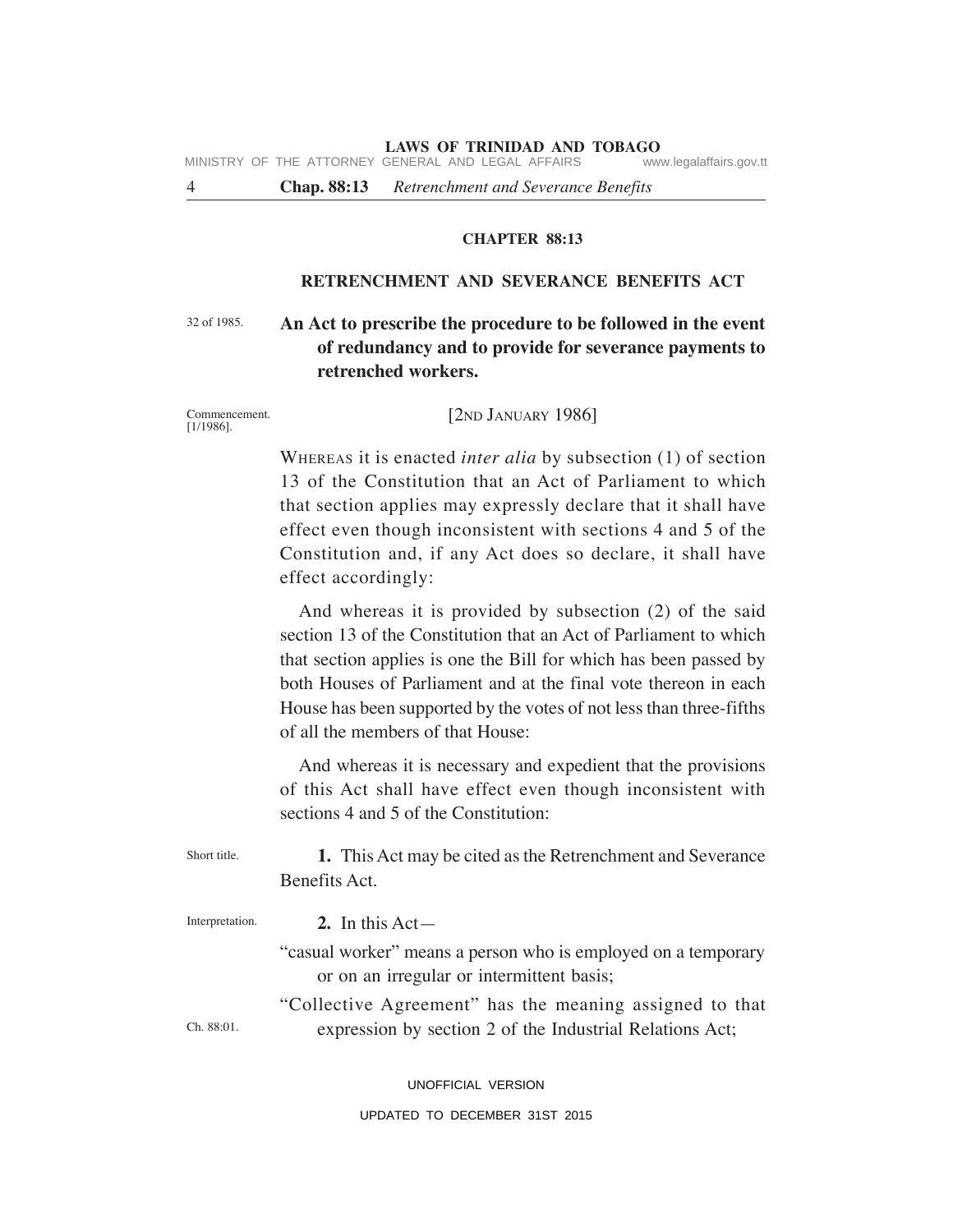# CHAPTER 88:13

## RETRENCHMENT AND SEVERANCE BENEFITS ACT

32 of 1985.

**An Act to prescribe the procedure to be followed in the event of redundancy and to provide for severance payments to retrenched workers.**

Commencement. [1/1986].

[2ND JANUARY 1986]

WHEREAS it is enacted *inter alia* by subsection (1) of section 13 of the Constitution that an Act of Parliament to which that section applies may expressly declare that it shall have effect even though inconsistent with sections 4 and 5 of the Constitution and, if any Act does so declare, it shall have effect accordingly:

And whereas it is provided by subsection (2) of the said section 13 of the Constitution that an Act of Parliament to which that section applies is one the Bill for which has been passed by both Houses of Parliament and at the final vote thereon in each House has been supported by the votes of not less than three-fifths of all the members of that House:

And whereas it is necessary and expedient that the provisions of this Act shall have effect even though inconsistent with sections 4 and 5 of the Constitution:

Short title.

**1.** This Act may be cited as the Retrenchment and Severance Benefits Act.

Interpretation.

**2.** In this Act—

"casual worker" means a person who is employed on a temporary or on an irregular or intermittent basis;

"Collective Agreement" has the meaning assigned to that expression by section 2 of the Industrial Relations Act;

Ch. 88:01.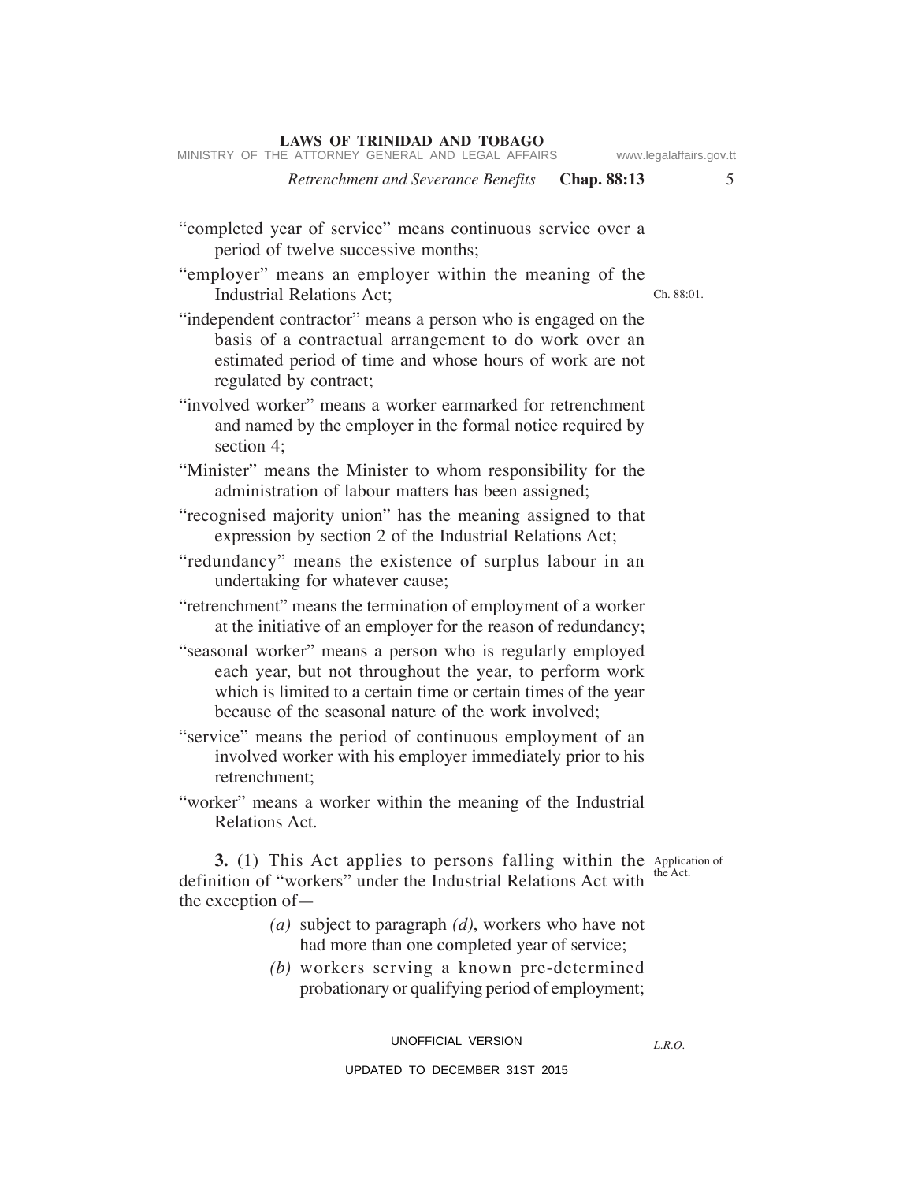"completed year of service" means continuous service over a period of twelve successive months;

"employer" means an employer within the meaning of the Industrial Relations Act; Ch. 88:01.

"independent contractor" means a person who is engaged on the basis of a contractual arrangement to do work over an estimated period of time and whose hours of work are not regulated by contract;

"involved worker" means a worker earmarked for retrenchment and named by the employer in the formal notice required by section 4;

"Minister" means the Minister to whom responsibility for the administration of labour matters has been assigned;

"recognised majority union" has the meaning assigned to that expression by section 2 of the Industrial Relations Act;

"redundancy" means the existence of surplus labour in an undertaking for whatever cause;

"retrenchment" means the termination of employment of a worker at the initiative of an employer for the reason of redundancy;

"seasonal worker" means a person who is regularly employed each year, but not throughout the year, to perform work which is limited to a certain time or certain times of the year because of the seasonal nature of the work involved;

"service" means the period of continuous employment of an involved worker with his employer immediately prior to his retrenchment;

"worker" means a worker within the meaning of the Industrial Relations Act.

Application of the Act.

**3.** (1) This Act applies to persons falling within the definition of "workers" under the Industrial Relations Act with the exception of—

*(a)* subject to paragraph *(d)*, workers who have not had more than one completed year of service;

*(b)* workers serving a known pre-determined probationary or qualifying period of employment;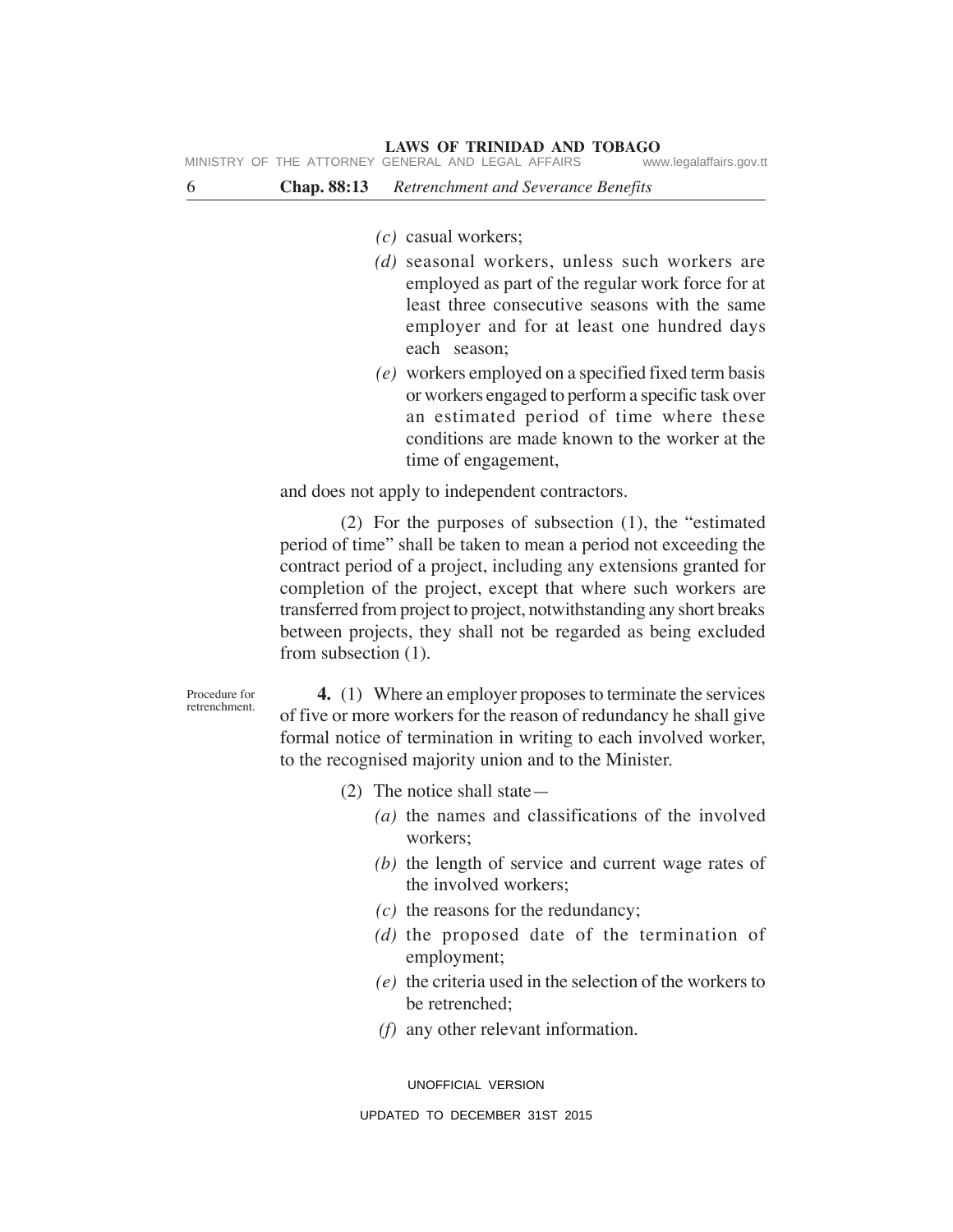*(c)* casual workers;

*(d)* seasonal workers, unless such workers are employed as part of the regular work force for at least three consecutive seasons with the same employer and for at least one hundred days each season;

*(e)* workers employed on a specified fixed term basis or workers engaged to perform a specific task over an estimated period of time where these conditions are made known to the worker at the time of engagement,

and does not apply to independent contractors.

(2) For the purposes of subsection (1), the "estimated period of time" shall be taken to mean a period not exceeding the contract period of a project, including any extensions granted for completion of the project, except that where such workers are transferred from project to project, notwithstanding any short breaks between projects, they shall not be regarded as being excluded from subsection (1).

Procedure for retrenchment.

**4.** (1) Where an employer proposes to terminate the services of five or more workers for the reason of redundancy he shall give formal notice of termination in writing to each involved worker, to the recognised majority union and to the Minister.

(2) The notice shall state—

*(a)* the names and classifications of the involved workers;

*(b)* the length of service and current wage rates of the involved workers;

*(c)* the reasons for the redundancy;

*(d)* the proposed date of the termination of employment;

*(e)* the criteria used in the selection of the workers to be retrenched;

*(f)* any other relevant information.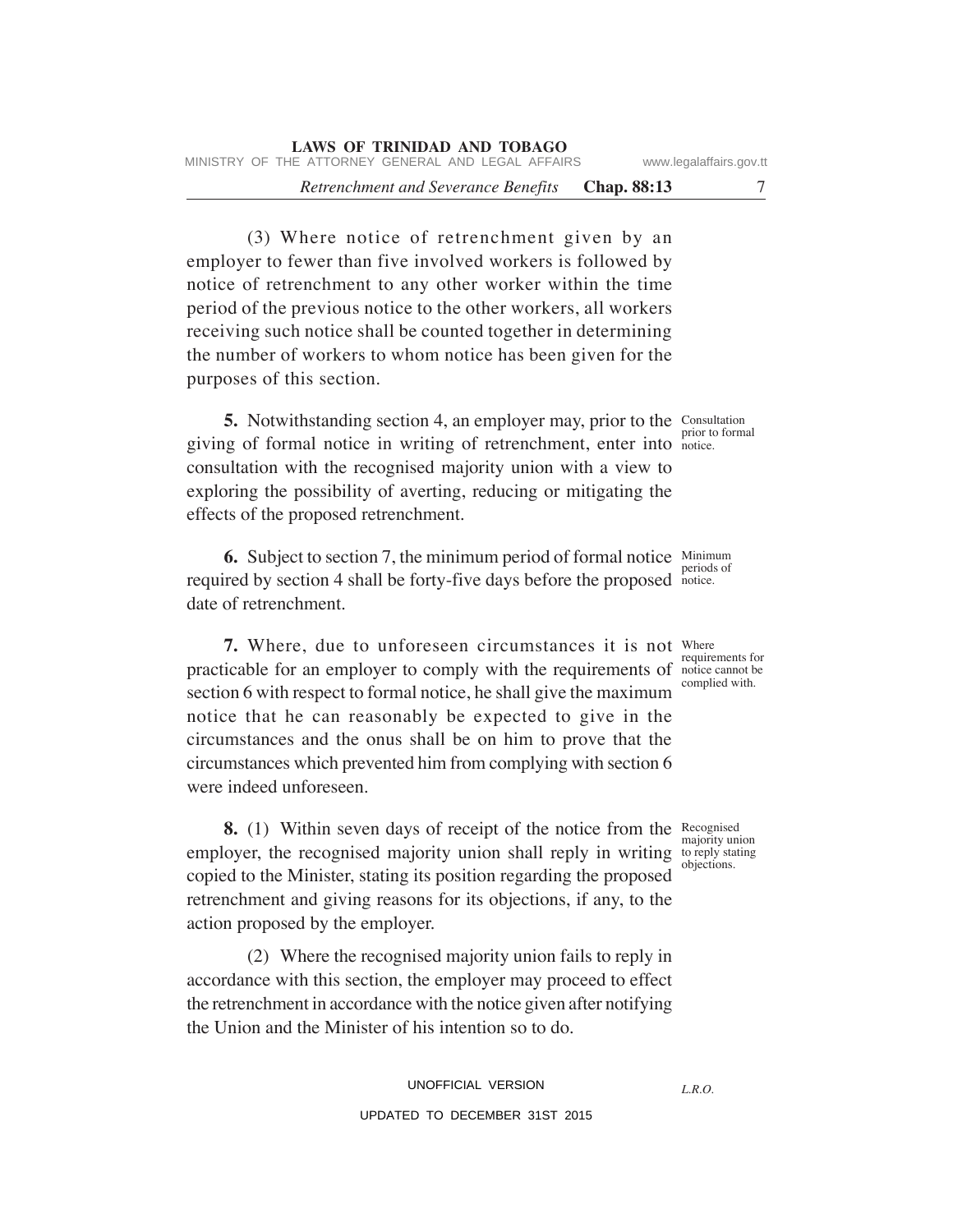(3) Where notice of retrenchment given by an employer to fewer than five involved workers is followed by notice of retrenchment to any other worker within the time period of the previous notice to the other workers, all workers receiving such notice shall be counted together in determining the number of workers to whom notice has been given for the purposes of this section.

Consultation prior to formal notice.

**5.** Notwithstanding section 4, an employer may, prior to the giving of formal notice in writing of retrenchment, enter into consultation with the recognised majority union with a view to exploring the possibility of averting, reducing or mitigating the effects of the proposed retrenchment.

Minimum periods of notice.

**6.** Subject to section 7, the minimum period of formal notice required by section 4 shall be forty-five days before the proposed date of retrenchment.

Where requirements for notice cannot be complied with.

**7.** Where, due to unforeseen circumstances it is not practicable for an employer to comply with the requirements of section 6 with respect to formal notice, he shall give the maximum notice that he can reasonably be expected to give in the circumstances and the onus shall be on him to prove that the circumstances which prevented him from complying with section 6 were indeed unforeseen.

Recognised majority union to reply stating objections.

**8.** (1) Within seven days of receipt of the notice from the employer, the recognised majority union shall reply in writing copied to the Minister, stating its position regarding the proposed retrenchment and giving reasons for its objections, if any, to the action proposed by the employer.

(2) Where the recognised majority union fails to reply in accordance with this section, the employer may proceed to effect the retrenchment in accordance with the notice given after notifying the Union and the Minister of his intention so to do.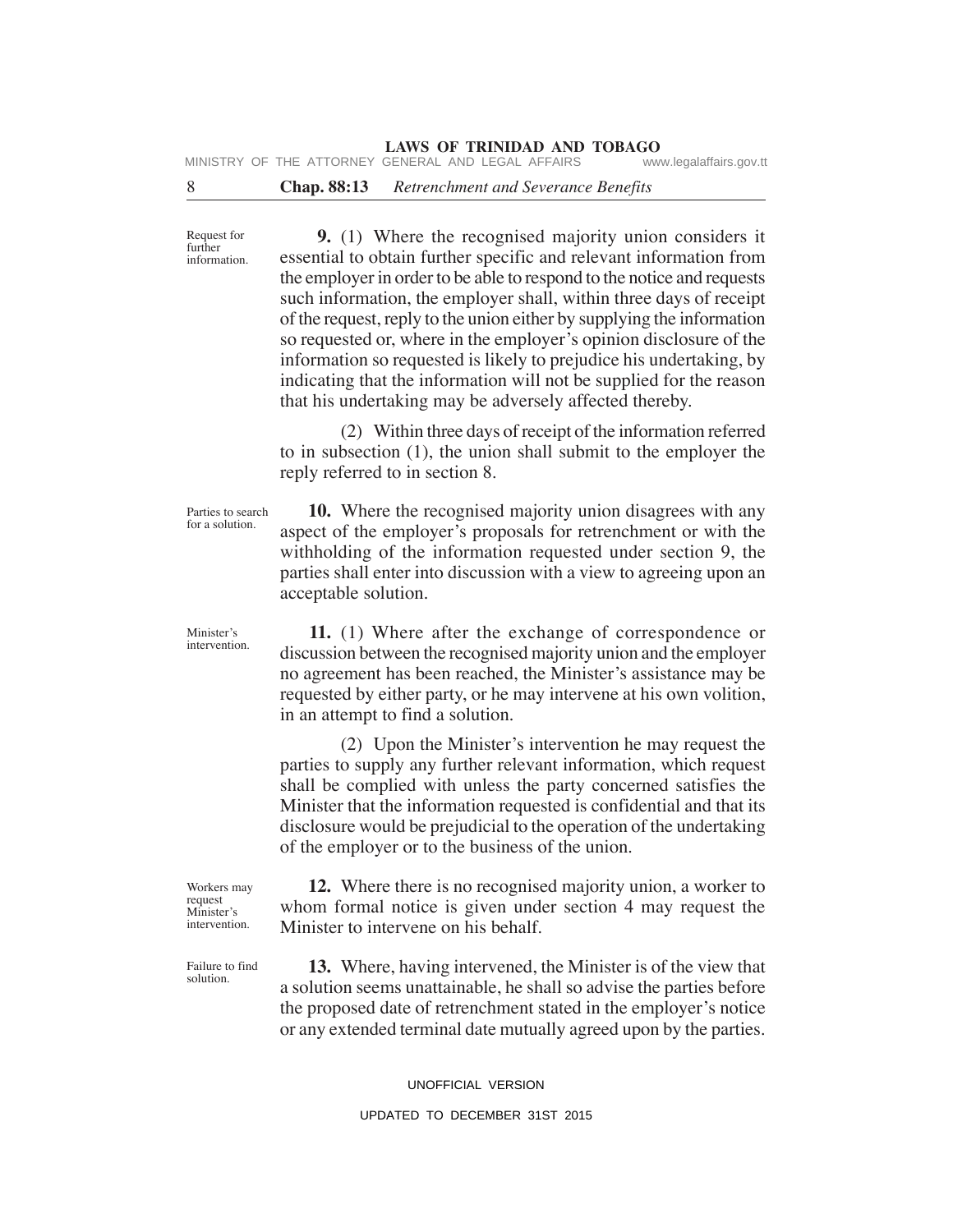Request for further information.

**9.** (1) Where the recognised majority union considers it essential to obtain further specific and relevant information from the employer in order to be able to respond to the notice and requests such information, the employer shall, within three days of receipt of the request, reply to the union either by supplying the information so requested or, where in the employer's opinion disclosure of the information so requested is likely to prejudice his undertaking, by indicating that the information will not be supplied for the reason that his undertaking may be adversely affected thereby.

(2) Within three days of receipt of the information referred to in subsection (1), the union shall submit to the employer the reply referred to in section 8.

Parties to search for a solution.

**10.** Where the recognised majority union disagrees with any aspect of the employer's proposals for retrenchment or with the withholding of the information requested under section 9, the parties shall enter into discussion with a view to agreeing upon an acceptable solution.

Minister's intervention.

**11.** (1) Where after the exchange of correspondence or discussion between the recognised majority union and the employer no agreement has been reached, the Minister's assistance may be requested by either party, or he may intervene at his own volition, in an attempt to find a solution.

(2) Upon the Minister's intervention he may request the parties to supply any further relevant information, which request shall be complied with unless the party concerned satisfies the Minister that the information requested is confidential and that its disclosure would be prejudicial to the operation of the undertaking of the employer or to the business of the union.

Workers may request Minister's intervention.

**12.** Where there is no recognised majority union, a worker to whom formal notice is given under section 4 may request the Minister to intervene on his behalf.

Failure to find solution.

**13.** Where, having intervened, the Minister is of the view that a solution seems unattainable, he shall so advise the parties before the proposed date of retrenchment stated in the employer's notice or any extended terminal date mutually agreed upon by the parties.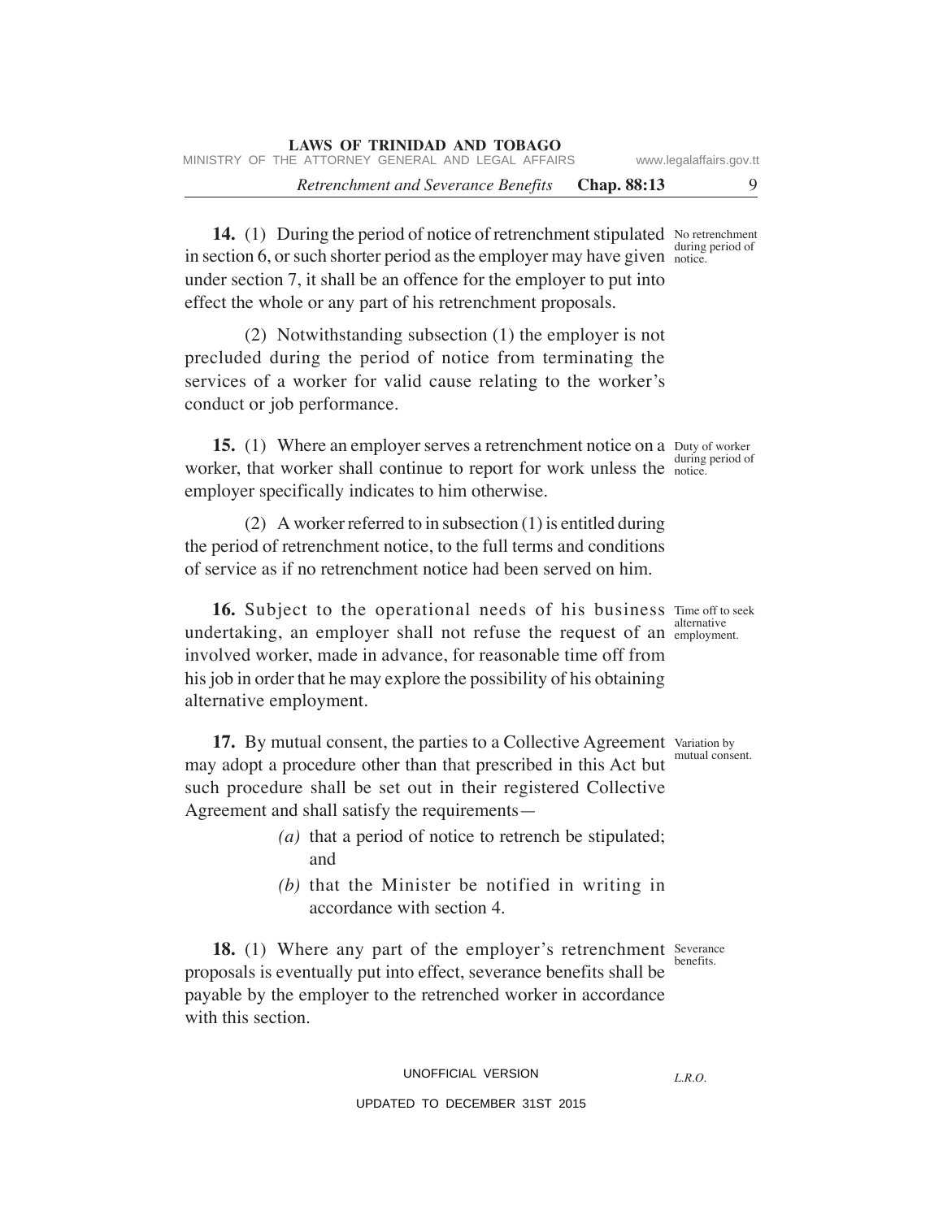**14.** (1) During the period of notice of retrenchment stipulated in section 6, or such shorter period as the employer may have given under section 7, it shall be an offence for the employer to put into effect the whole or any part of his retrenchment proposals.

No retrenchment during period of notice.

(2) Notwithstanding subsection (1) the employer is not precluded during the period of notice from terminating the services of a worker for valid cause relating to the worker's conduct or job performance.

**15.** (1) Where an employer serves a retrenchment notice on a worker, that worker shall continue to report for work unless the employer specifically indicates to him otherwise.

Duty of worker during period of notice.

(2) A worker referred to in subsection (1) is entitled during the period of retrenchment notice, to the full terms and conditions of service as if no retrenchment notice had been served on him.

**16.** Subject to the operational needs of his business undertaking, an employer shall not refuse the request of an involved worker, made in advance, for reasonable time off from his job in order that he may explore the possibility of his obtaining alternative employment.

Time off to seek alternative employment.

**17.** By mutual consent, the parties to a Collective Agreement may adopt a procedure other than that prescribed in this Act but such procedure shall be set out in their registered Collective Agreement and shall satisfy the requirements—

Variation by mutual consent.

*(a)* that a period of notice to retrench be stipulated; and

*(b)* that the Minister be notified in writing in accordance with section 4.

**18.** (1) Where any part of the employer's retrenchment proposals is eventually put into effect, severance benefits shall be payable by the employer to the retrenched worker in accordance with this section.

Severance benefits.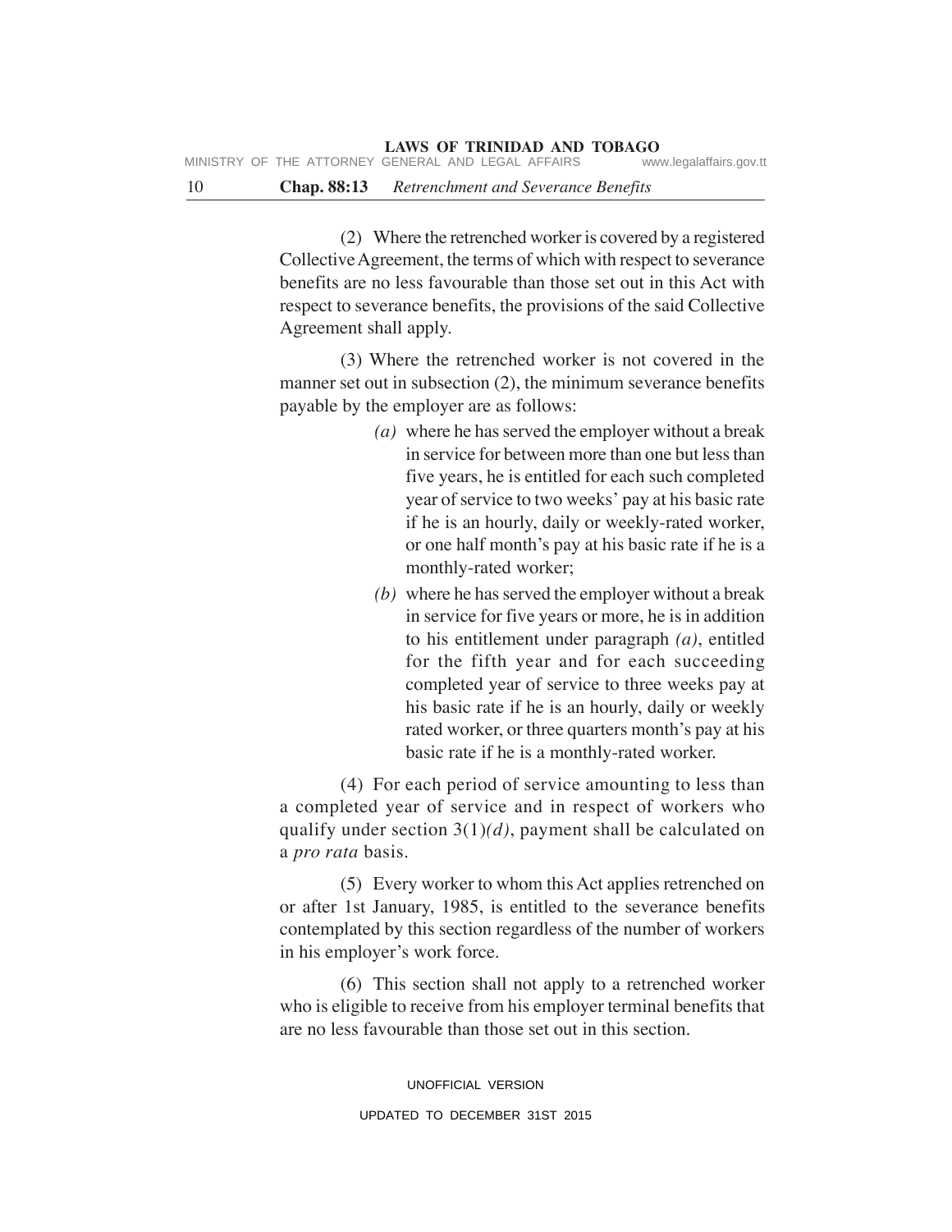(2) Where the retrenched worker is covered by a registered Collective Agreement, the terms of which with respect to severance benefits are no less favourable than those set out in this Act with respect to severance benefits, the provisions of the said Collective Agreement shall apply.

(3) Where the retrenched worker is not covered in the manner set out in subsection (2), the minimum severance benefits payable by the employer are as follows:

*(a)* where he has served the employer without a break in service for between more than one but less than five years, he is entitled for each such completed year of service to two weeks' pay at his basic rate if he is an hourly, daily or weekly-rated worker, or one half month's pay at his basic rate if he is a monthly-rated worker;

*(b)* where he has served the employer without a break in service for five years or more, he is in addition to his entitlement under paragraph *(a)*, entitled for the fifth year and for each succeeding completed year of service to three weeks pay at his basic rate if he is an hourly, daily or weekly rated worker, or three quarters month's pay at his basic rate if he is a monthly-rated worker.

(4) For each period of service amounting to less than a completed year of service and in respect of workers who qualify under section 3(1)*(d)*, payment shall be calculated on a *pro rata* basis.

(5) Every worker to whom this Act applies retrenched on or after 1st January, 1985, is entitled to the severance benefits contemplated by this section regardless of the number of workers in his employer's work force.

(6) This section shall not apply to a retrenched worker who is eligible to receive from his employer terminal benefits that are no less favourable than those set out in this section.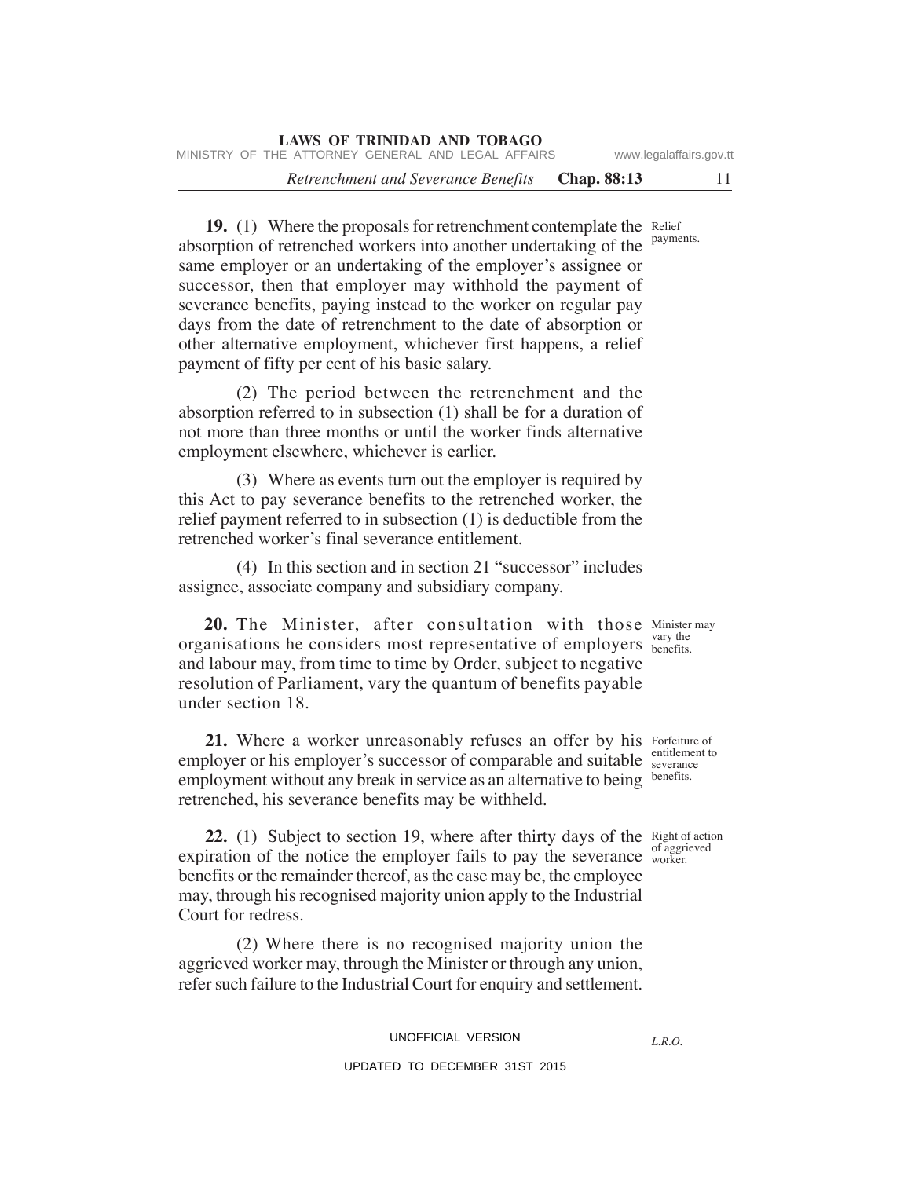**19.** (1) Where the proposals for retrenchment contemplate the absorption of retrenched workers into another undertaking of the same employer or an undertaking of the employer's assignee or successor, then that employer may withhold the payment of severance benefits, paying instead to the worker on regular pay days from the date of retrenchment to the date of absorption or other alternative employment, whichever first happens, a relief payment of fifty per cent of his basic salary.

Relief payments.

(2) The period between the retrenchment and the absorption referred to in subsection (1) shall be for a duration of not more than three months or until the worker finds alternative employment elsewhere, whichever is earlier.

(3) Where as events turn out the employer is required by this Act to pay severance benefits to the retrenched worker, the relief payment referred to in subsection (1) is deductible from the retrenched worker's final severance entitlement.

(4) In this section and in section 21 "successor" includes assignee, associate company and subsidiary company.

**20.** The Minister, after consultation with those organisations he considers most representative of employers and labour may, from time to time by Order, subject to negative resolution of Parliament, vary the quantum of benefits payable under section 18.

Minister may vary the benefits.

**21.** Where a worker unreasonably refuses an offer by his employer or his employer's successor of comparable and suitable employment without any break in service as an alternative to being retrenched, his severance benefits may be withheld.

Forfeiture of entitlement to severance benefits.

**22.** (1) Subject to section 19, where after thirty days of the expiration of the notice the employer fails to pay the severance benefits or the remainder thereof, as the case may be, the employee may, through his recognised majority union apply to the Industrial Court for redress.

Right of action of aggrieved worker.

(2) Where there is no recognised majority union the aggrieved worker may, through the Minister or through any union, refer such failure to the Industrial Court for enquiry and settlement.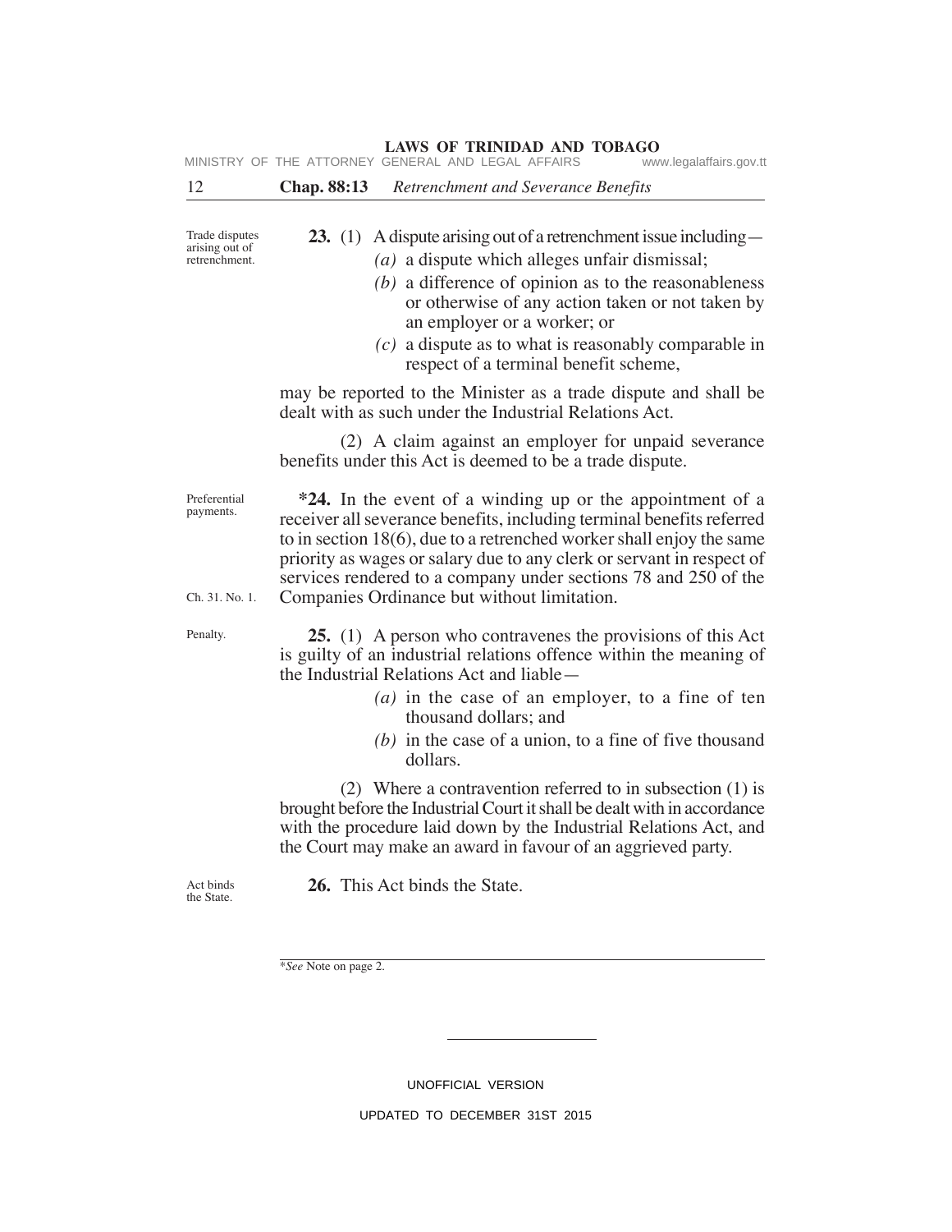Trade disputes arising out of retrenchment.

**23.** (1) A dispute arising out of a retrenchment issue including—

*(a)* a dispute which alleges unfair dismissal;

*(b)* a difference of opinion as to the reasonableness or otherwise of any action taken or not taken by an employer or a worker; or

*(c)* a dispute as to what is reasonably comparable in respect of a terminal benefit scheme,

may be reported to the Minister as a trade dispute and shall be dealt with as such under the Industrial Relations Act.

(2) A claim against an employer for unpaid severance benefits under this Act is deemed to be a trade dispute.

Preferential payments.

***24.** In the event of a winding up or the appointment of a receiver all severance benefits, including terminal benefits referred to in section 18(6), due to a retrenched worker shall enjoy the same priority as wages or salary due to any clerk or servant in respect of services rendered to a company under sections 78 and 250 of the Companies Ordinance but without limitation.

Ch. 31. No. 1.

Penalty.

**25.** (1) A person who contravenes the provisions of this Act is guilty of an industrial relations offence within the meaning of the Industrial Relations Act and liable—

*(a)* in the case of an employer, to a fine of ten thousand dollars; and

*(b)* in the case of a union, to a fine of five thousand dollars.

(2) Where a contravention referred to in subsection (1) is brought before the Industrial Court it shall be dealt with in accordance with the procedure laid down by the Industrial Relations Act, and the Court may make an award in favour of an aggrieved party.

Act binds the State.

**26.** This Act binds the State.

---

**See* Note on page 2.